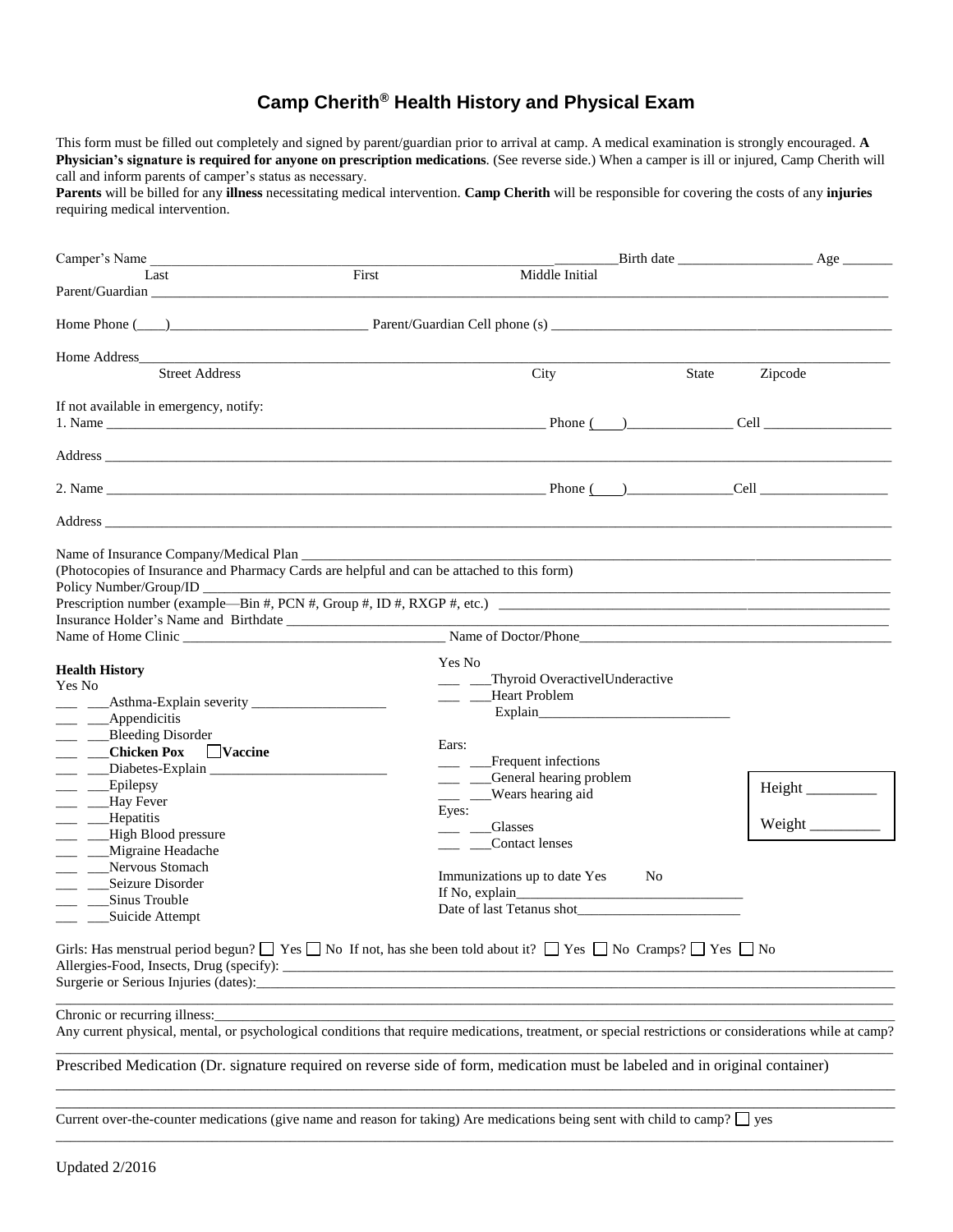# Camp Cherith® Health History and Physical Exam

This form must be filled out completely and signed by parent/guardian prior to arrival at camp. A medical examination is strongly encouraged. **A Physician's signature is required for anyone on prescription medications**. (See reverse side.) When a camper is ill or injured, Camp Cherith will call and inform parents of camper's status as necessary.
**Parents** will be billed for any **illness** necessitating medical intervention. **Camp Cherith** will be responsible for covering the costs of any **injuries** requiring medical intervention.

Camper's Name ____________________________________________________________ Birth date ___________________ Age _______
Last First Middle Initial

Parent/Guardian _____________________________________________________________________________________________

Home Phone (____)____________________________ Parent/Guardian Cell phone (s) __________________________________________

Home Address_______________________________________________________________________________________________
Street Address City State Zipcode

If not available in emergency, notify:

1. Name ___________________________________________________________________ Phone (____)_______________ Cell __________________

Address _____________________________________________________________________________________________________

2. Name ___________________________________________________________________ Phone (____)_______________Cell __________________

Address _____________________________________________________________________________________________________

Name of Insurance Company/Medical Plan _______________________________________________________________________________
(Photocopies of Insurance and Pharmacy Cards are helpful and can be attached to this form)
Policy Number/Group/ID ______________________________________________________________________________________________
Prescription number (example—Bin #, PCN #, Group #, ID #, RXGP #, etc.) ____________________________________________________
Insurance Holder's Name and Birthdate __________________________________________________________________________________
Name of Home Clinic _____________________________________ Name of Doctor/Phone______________________________________________

**Health History**

Yes No
___ ___Asthma-Explain severity ___________________
___ ___Appendicitis
___ ___Bleeding Disorder
___ ___**Chicken Pox** ☐ **Vaccine**
___ ___Diabetes-Explain _________________________
___ ___Epilepsy
___ ___Hay Fever
___ ___Hepatitis
___ ___High Blood pressure
___ ___Migraine Headache
___ ___Nervous Stomach
___ ___Seizure Disorder
___ ___Sinus Trouble
___ ___Suicide Attempt

Yes No
___ ___Thyroid OveractiveIUnderactive
___ ___Heart Problem
Explain___________________________

Ears:
___ ___Frequent infections
___ ___General hearing problem
___ ___Wears hearing aid

Eyes:
___ ___Glasses
___ ___Contact lenses

Immunizations up to date Yes No
If No, explain________________________________
Date of last Tetanus shot_______________________

Height _________

Weight _________

Girls: Has menstrual period begun? ☐ Yes ☐ No If not, has she been told about it? ☐ Yes ☐ No Cramps? ☐ Yes ☐ No
Allergies-Food, Insects, Drug (specify): __________________________________________________________________________________
Surgerie or Serious Injuries (dates):_____________________________________________________________________________________
___________________________________________________________________________________________________________________
Chronic or recurring illness:____________________________________________________________________________________________
Any current physical, mental, or psychological conditions that require medications, treatment, or special restrictions or considerations while at camp?
___________________________________________________________________________________________________________________

Prescribed Medication (Dr. signature required on reverse side of form, medication must be labeled and in original container)
___________________________________________________________________________________________________________________
___________________________________________________________________________________________________________________

Current over-the-counter medications (give name and reason for taking) Are medications being sent with child to camp? ☐ yes
___________________________________________________________________________________________________________________

Updated 2/2016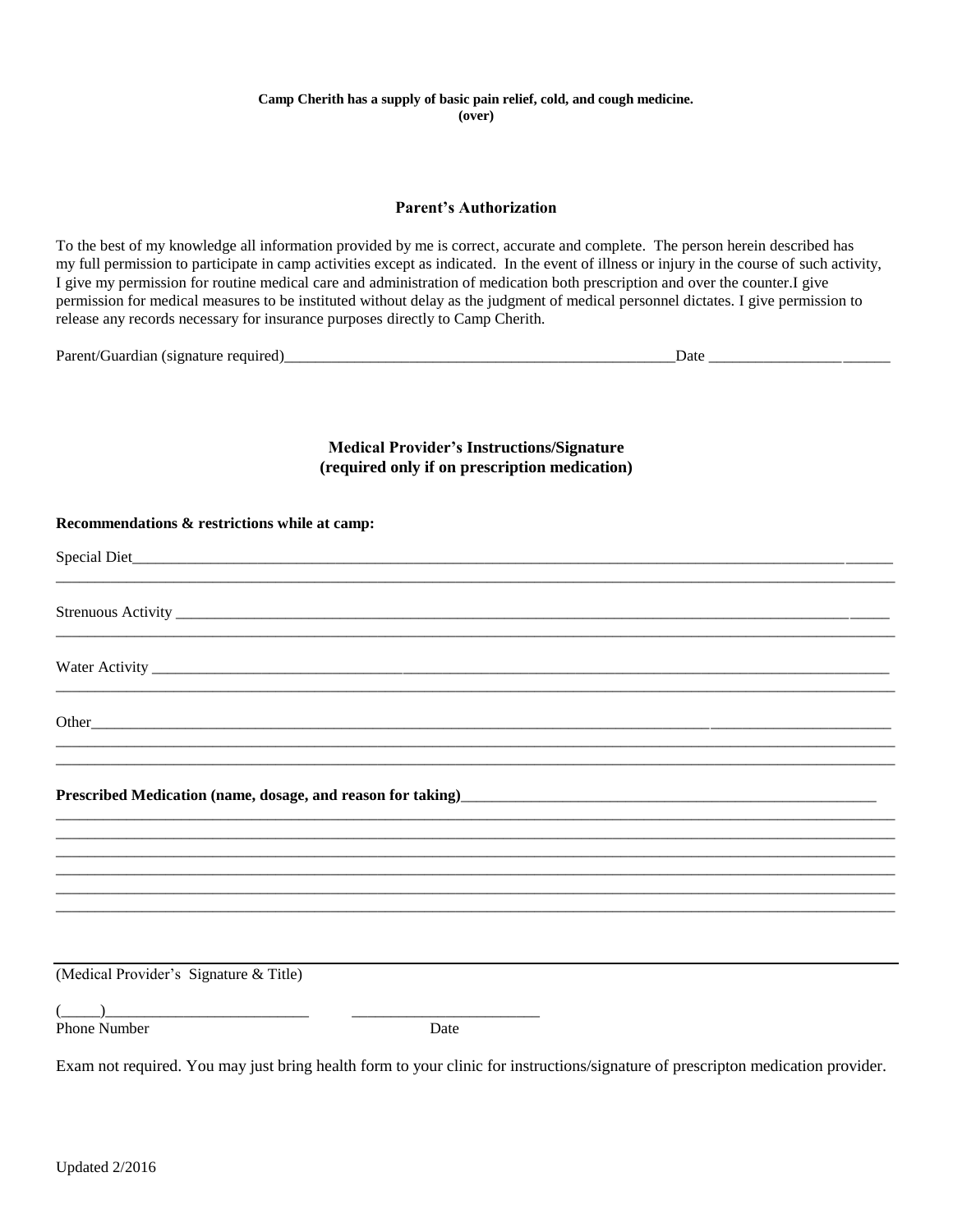**Camp Cherith has a supply of basic pain relief, cold, and cough medicine.**
**(over)**

## Parent's Authorization

To the best of my knowledge all information provided by me is correct, accurate and complete. The person herein described has my full permission to participate in camp activities except as indicated. In the event of illness or injury in the course of such activity, I give my permission for routine medical care and administration of medication both prescription and over the counter.I give permission for medical measures to be instituted without delay as the judgment of medical personnel dictates. I give permission to release any records necessary for insurance purposes directly to Camp Cherith.

Parent/Guardian (signature required)_____________________________________________________Date _______________________

## Medical Provider's Instructions/Signature
## (required only if on prescription medication)

**Recommendations & restrictions while at camp:**

Special Diet_____________________________________________________________________________________________________
_________________________________________________________________________________________________________________

Strenuous Activity _______________________________________________________________________________________________
_________________________________________________________________________________________________________________

Water Activity __________________________________________________________________________________________________
_________________________________________________________________________________________________________________

Other___________________________________________________________________________________________________________
_________________________________________________________________________________________________________________
_________________________________________________________________________________________________________________

**Prescribed Medication (name, dosage, and reason for taking)**_____________________________________________________________
_________________________________________________________________________________________________________________
_________________________________________________________________________________________________________________
_________________________________________________________________________________________________________________
_________________________________________________________________________________________________________________
_________________________________________________________________________________________________________________
_________________________________________________________________________________________________________________

_________________________________________________________________________________________________________________
(Medical Provider's Signature & Title)

(_____)__________________________ ________________________
Phone Number Date

Exam not required. You may just bring health form to your clinic for instructions/signature of prescripton medication provider.

Updated 2/2016